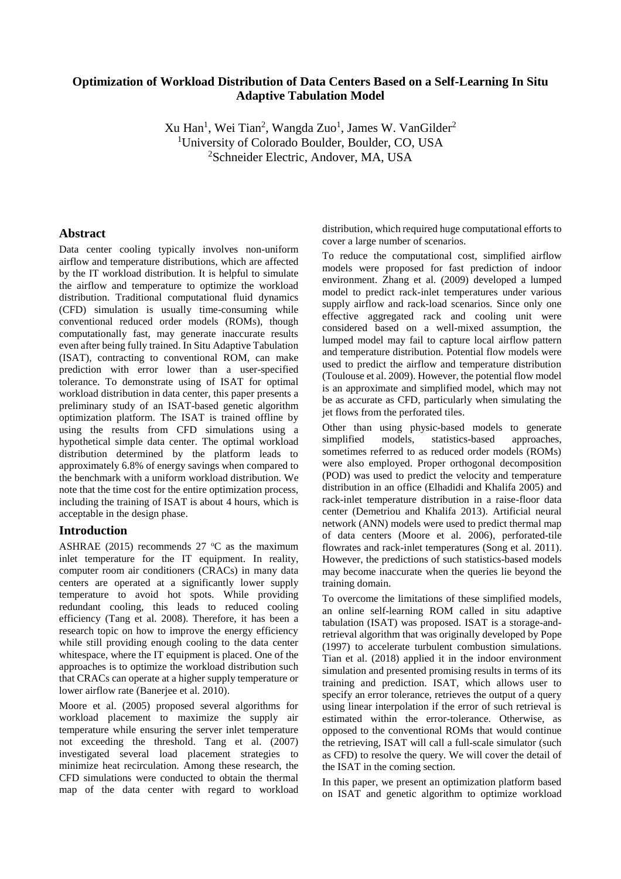# Optimization of Workload Distribution of Data Centers Based on a Self-Learning In Situ Adaptive Tabulation Model

Xu Han[1], Wei Tian[2], Wangda Zuo[1], James W. VanGilder[2]

[1]University of Colorado Boulder, Boulder, CO, USA

[2]Schneider Electric, Andover, MA, USA

## Abstract

Data center cooling typically involves non-uniform airflow and temperature distributions, which are affected by the IT workload distribution. It is helpful to simulate the airflow and temperature to optimize the workload distribution. Traditional computational fluid dynamics (CFD) simulation is usually time-consuming while conventional reduced order models (ROMs), though computationally fast, may generate inaccurate results even after being fully trained. In Situ Adaptive Tabulation (ISAT), contracting to conventional ROM, can make prediction with error lower than a user-specified tolerance. To demonstrate using of ISAT for optimal workload distribution in data center, this paper presents a preliminary study of an ISAT-based genetic algorithm optimization platform. The ISAT is trained offline by using the results from CFD simulations using a hypothetical simple data center. The optimal workload distribution determined by the platform leads to approximately 6.8% of energy savings when compared to the benchmark with a uniform workload distribution. We note that the time cost for the entire optimization process, including the training of ISAT is about 4 hours, which is acceptable in the design phase.

## Introduction

ASHRAE (2015) recommends 27 $^{o}$C as the maximum inlet temperature for the IT equipment. In reality, computer room air conditioners (CRACs) in many data centers are operated at a significantly lower supply temperature to avoid hot spots. While providing redundant cooling, this leads to reduced cooling efficiency (Tang et al. 2008). Therefore, it has been a research topic on how to improve the energy efficiency while still providing enough cooling to the data center whitespace, where the IT equipment is placed. One of the approaches is to optimize the workload distribution such that CRACs can operate at a higher supply temperature or lower airflow rate (Banerjee et al. 2010).

Moore et al. (2005) proposed several algorithms for workload placement to maximize the supply air temperature while ensuring the server inlet temperature not exceeding the threshold. Tang et al. (2007) investigated several load placement strategies to minimize heat recirculation. Among these research, the CFD simulations were conducted to obtain the thermal map of the data center with regard to workload distribution, which required huge computational efforts to cover a large number of scenarios.

To reduce the computational cost, simplified airflow models were proposed for fast prediction of indoor environment. Zhang et al. (2009) developed a lumped model to predict rack-inlet temperatures under various supply airflow and rack-load scenarios. Since only one effective aggregated rack and cooling unit were considered based on a well-mixed assumption, the lumped model may fail to capture local airflow pattern and temperature distribution. Potential flow models were used to predict the airflow and temperature distribution (Toulouse et al. 2009). However, the potential flow model is an approximate and simplified model, which may not be as accurate as CFD, particularly when simulating the jet flows from the perforated tiles.

Other than using physic-based models to generate simplified models, statistics-based approaches, sometimes referred to as reduced order models (ROMs) were also employed. Proper orthogonal decomposition (POD) was used to predict the velocity and temperature distribution in an office (Elhadidi and Khalifa 2005) and rack-inlet temperature distribution in a raise-floor data center (Demetriou and Khalifa 2013). Artificial neural network (ANN) models were used to predict thermal map of data centers (Moore et al. 2006), perforated-tile flowrates and rack-inlet temperatures (Song et al. 2011). However, the predictions of such statistics-based models may become inaccurate when the queries lie beyond the training domain.

To overcome the limitations of these simplified models, an online self-learning ROM called in situ adaptive tabulation (ISAT) was proposed. ISAT is a storage-and-retrieval algorithm that was originally developed by Pope (1997) to accelerate turbulent combustion simulations. Tian et al. (2018) applied it in the indoor environment simulation and presented promising results in terms of its training and prediction. ISAT, which allows user to specify an error tolerance, retrieves the output of a query using linear interpolation if the error of such retrieval is estimated within the error-tolerance. Otherwise, as opposed to the conventional ROMs that would continue the retrieving, ISAT will call a full-scale simulator (such as CFD) to resolve the query. We will cover the detail of the ISAT in the coming section.

In this paper, we present an optimization platform based on ISAT and genetic algorithm to optimize workload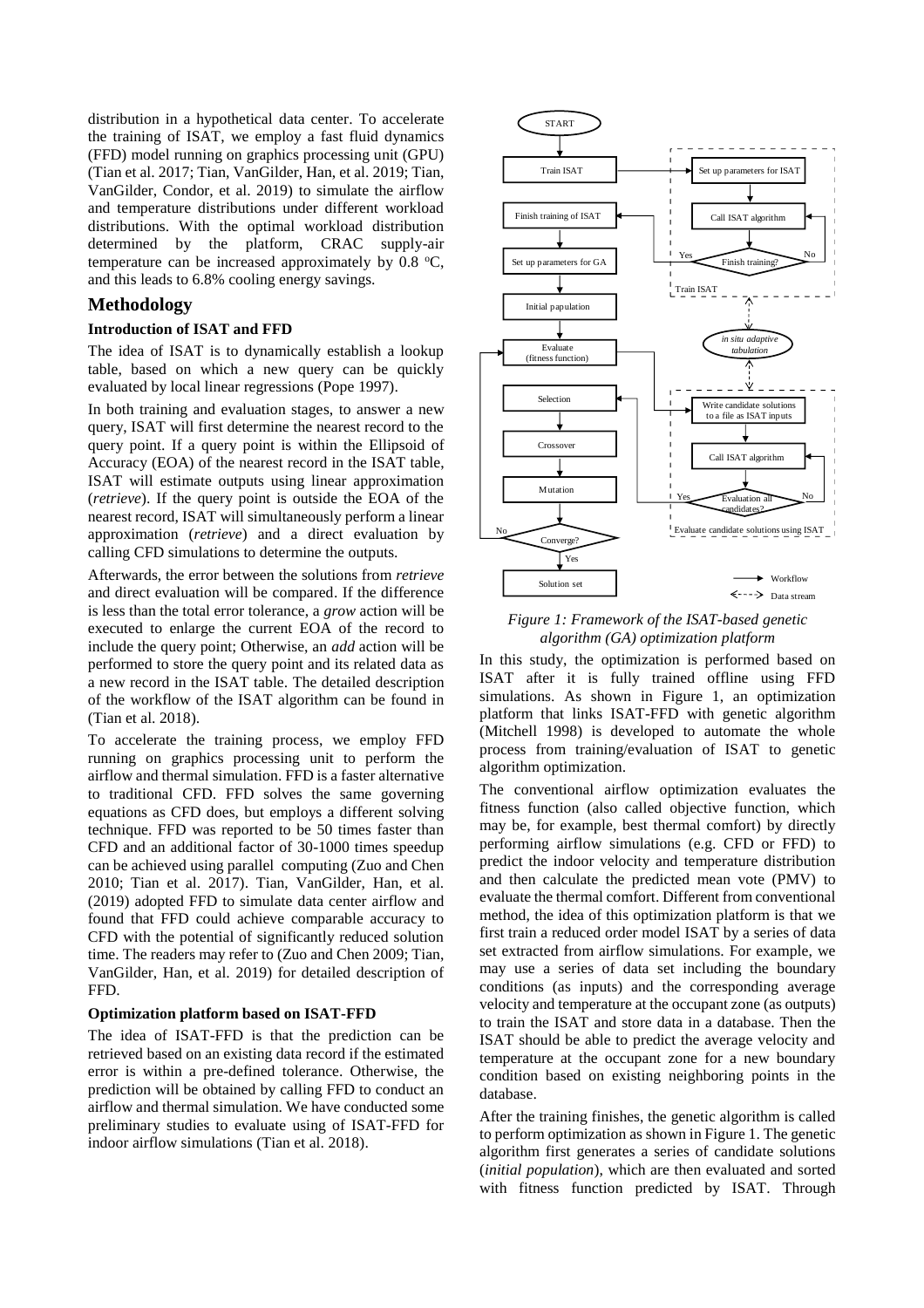distribution in a hypothetical data center. To accelerate the training of ISAT, we employ a fast fluid dynamics (FFD) model running on graphics processing unit (GPU) (Tian et al. 2017; Tian, VanGilder, Han, et al. 2019; Tian, VanGilder, Condor, et al. 2019) to simulate the airflow and temperature distributions under different workload distributions. With the optimal workload distribution determined by the platform, CRAC supply-air temperature can be increased approximately by 0.8 $^{o}$C, and this leads to 6.8% cooling energy savings.

## Methodology

### Introduction of ISAT and FFD

The idea of ISAT is to dynamically establish a lookup table, based on which a new query can be quickly evaluated by local linear regressions (Pope 1997).

In both training and evaluation stages, to answer a new query, ISAT will first determine the nearest record to the query point. If a query point is within the Ellipsoid of Accuracy (EOA) of the nearest record in the ISAT table, ISAT will estimate outputs using linear approximation (*retrieve*). If the query point is outside the EOA of the nearest record, ISAT will simultaneously perform a linear approximation (*retrieve*) and a direct evaluation by calling CFD simulations to determine the outputs.

Afterwards, the error between the solutions from *retrieve* and direct evaluation will be compared. If the difference is less than the total error tolerance, a *grow* action will be executed to enlarge the current EOA of the record to include the query point; Otherwise, an *add* action will be performed to store the query point and its related data as a new record in the ISAT table. The detailed description of the workflow of the ISAT algorithm can be found in (Tian et al. 2018).

To accelerate the training process, we employ FFD running on graphics processing unit to perform the airflow and thermal simulation. FFD is a faster alternative to traditional CFD. FFD solves the same governing equations as CFD does, but employs a different solving technique. FFD was reported to be 50 times faster than CFD and an additional factor of 30-1000 times speedup can be achieved using parallel computing (Zuo and Chen 2010; Tian et al. 2017). Tian, VanGilder, Han, et al. (2019) adopted FFD to simulate data center airflow and found that FFD could achieve comparable accuracy to CFD with the potential of significantly reduced solution time. The readers may refer to (Zuo and Chen 2009; Tian, VanGilder, Han, et al. 2019) for detailed description of FFD.

### Optimization platform based on ISAT-FFD

The idea of ISAT-FFD is that the prediction can be retrieved based on an existing data record if the estimated error is within a pre-defined tolerance. Otherwise, the prediction will be obtained by calling FFD to conduct an airflow and thermal simulation. We have conducted some preliminary studies to evaluate using of ISAT-FFD for indoor airflow simulations (Tian et al. 2018).

*Figure 1: Framework of the ISAT-based genetic algorithm (GA) optimization platform*

In this study, the optimization is performed based on ISAT after it is fully trained offline using FFD simulations. As shown in Figure 1, an optimization platform that links ISAT-FFD with genetic algorithm (Mitchell 1998) is developed to automate the whole process from training/evaluation of ISAT to genetic algorithm optimization.

The conventional airflow optimization evaluates the fitness function (also called objective function, which may be, for example, best thermal comfort) by directly performing airflow simulations (e.g. CFD or FFD) to predict the indoor velocity and temperature distribution and then calculate the predicted mean vote (PMV) to evaluate the thermal comfort. Different from conventional method, the idea of this optimization platform is that we first train a reduced order model ISAT by a series of data set extracted from airflow simulations. For example, we may use a series of data set including the boundary conditions (as inputs) and the corresponding average velocity and temperature at the occupant zone (as outputs) to train the ISAT and store data in a database. Then the ISAT should be able to predict the average velocity and temperature at the occupant zone for a new boundary condition based on existing neighboring points in the database.

After the training finishes, the genetic algorithm is called to perform optimization as shown in Figure 1. The genetic algorithm first generates a series of candidate solutions (*initial population*), which are then evaluated and sorted with fitness function predicted by ISAT. Through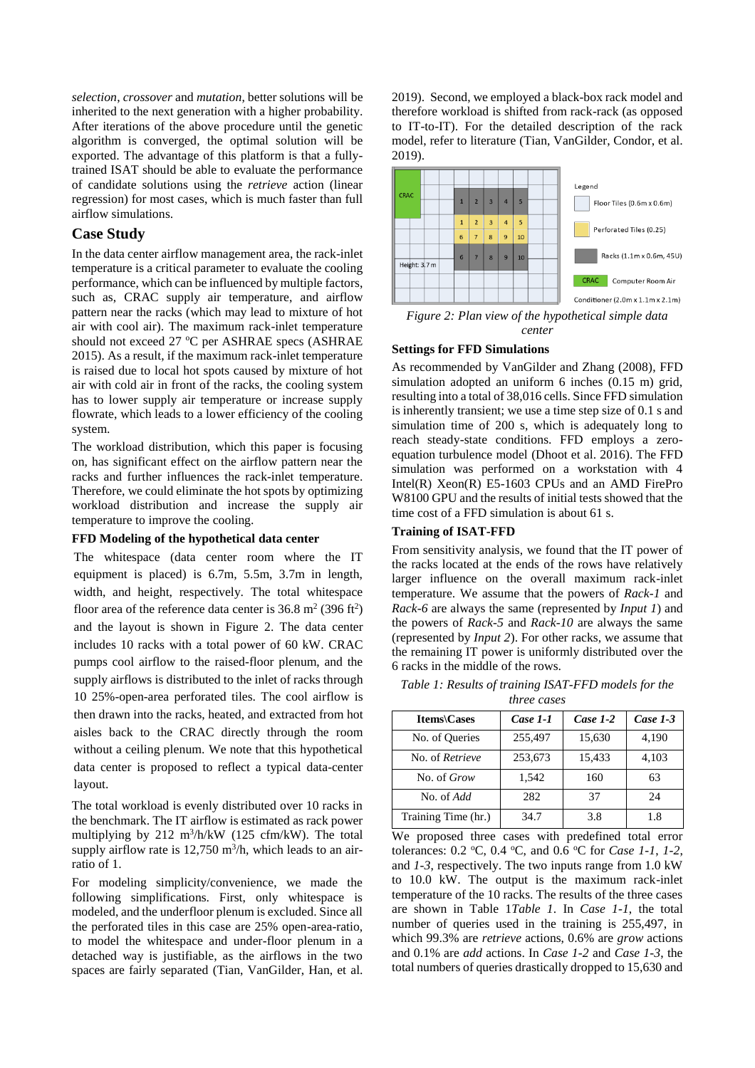*selection*, *crossover* and *mutation*, better solutions will be inherited to the next generation with a higher probability. After iterations of the above procedure until the genetic algorithm is converged, the optimal solution will be exported. The advantage of this platform is that a fully-trained ISAT should be able to evaluate the performance of candidate solutions using the *retrieve* action (linear regression) for most cases, which is much faster than full airflow simulations.

## Case Study

In the data center airflow management area, the rack-inlet temperature is a critical parameter to evaluate the cooling performance, which can be influenced by multiple factors, such as, CRAC supply air temperature, and airflow pattern near the racks (which may lead to mixture of hot air with cool air). The maximum rack-inlet temperature should not exceed 27 $^{o}$C per ASHRAE specs (ASHRAE 2015). As a result, if the maximum rack-inlet temperature is raised due to local hot spots caused by mixture of hot air with cold air in front of the racks, the cooling system has to lower supply air temperature or increase supply flowrate, which leads to a lower efficiency of the cooling system.

The workload distribution, which this paper is focusing on, has significant effect on the airflow pattern near the racks and further influences the rack-inlet temperature. Therefore, we could eliminate the hot spots by optimizing workload distribution and increase the supply air temperature to improve the cooling.

### FFD Modeling of the hypothetical data center

The whitespace (data center room where the IT equipment is placed) is 6.7m, 5.5m, 3.7m in length, width, and height, respectively. The total whitespace floor area of the reference data center is 36.8 m$^2$ (396 ft$^2$) and the layout is shown in Figure 2. The data center includes 10 racks with a total power of 60 kW. CRAC pumps cool airflow to the raised-floor plenum, and the supply airflows is distributed to the inlet of racks through 10 25%-open-area perforated tiles. The cool airflow is then drawn into the racks, heated, and extracted from hot aisles back to the CRAC directly through the room without a ceiling plenum. We note that this hypothetical data center is proposed to reflect a typical data-center layout.

The total workload is evenly distributed over 10 racks in the benchmark. The IT airflow is estimated as rack power multiplying by 212 m$^3$/h/kW (125 cfm/kW). The total supply airflow rate is 12,750 m$^3$/h, which leads to an air-ratio of 1.

For modeling simplicity/convenience, we made the following simplifications. First, only whitespace is modeled, and the underfloor plenum is excluded. Since all the perforated tiles in this case are 25% open-area-ratio, to model the whitespace and under-floor plenum in a detached way is justifiable, as the airflows in the two spaces are fairly separated (Tian, VanGilder, Han, et al. 2019). Second, we employed a black-box rack model and therefore workload is shifted from rack-rack (as opposed to IT-to-IT). For the detailed description of the rack model, refer to literature (Tian, VanGilder, Condor, et al. 2019).

*Figure 2: Plan view of the hypothetical simple data center*

### Settings for FFD Simulations

As recommended by VanGilder and Zhang (2008), FFD simulation adopted an uniform 6 inches (0.15 m) grid, resulting into a total of 38,016 cells. Since FFD simulation is inherently transient; we use a time step size of 0.1 s and simulation time of 200 s, which is adequately long to reach steady-state conditions. FFD employs a zero-equation turbulence model (Dhoot et al. 2016). The FFD simulation was performed on a workstation with 4 Intel(R) Xeon(R) E5-1603 CPUs and an AMD FirePro W8100 GPU and the results of initial tests showed that the time cost of a FFD simulation is about 61 s.

### Training of ISAT-FFD

From sensitivity analysis, we found that the IT power of the racks located at the ends of the rows have relatively larger influence on the overall maximum rack-inlet temperature. We assume that the powers of *Rack-1* and *Rack-6* are always the same (represented by *Input 1*) and the powers of *Rack-5* and *Rack-10* are always the same (represented by *Input 2*). For other racks, we assume that the remaining IT power is uniformly distributed over the 6 racks in the middle of the rows.

*Table 1: Results of training ISAT-FFD models for the three cases*

| Items\Cases | *Case 1-1* | *Case 1-2* | *Case 1-3* |
|---|---|---|---|
| No. of Queries | 255,497 | 15,630 | 4,190 |
| No. of *Retrieve* | 253,673 | 15,433 | 4,103 |
| No. of *Grow* | 1,542 | 160 | 63 |
| No. of *Add* | 282 | 37 | 24 |
| Training Time (hr.) | 34.7 | 3.8 | 1.8 |

We proposed three cases with predefined total error tolerances: 0.2 $^{o}$C, 0.4 $^{o}$C, and 0.6 $^{o}$C for *Case 1-1*, *1-2*, and *1-3*, respectively. The two inputs range from 1.0 kW to 10.0 kW. The output is the maximum rack-inlet temperature of the 10 racks. The results of the three cases are shown in Table 1*Table 1*. In *Case 1-1*, the total number of queries used in the training is 255,497, in which 99.3% are *retrieve* actions, 0.6% are *grow* actions and 0.1% are *add* actions. In *Case 1-2* and *Case 1-3*, the total numbers of queries drastically dropped to 15,630 and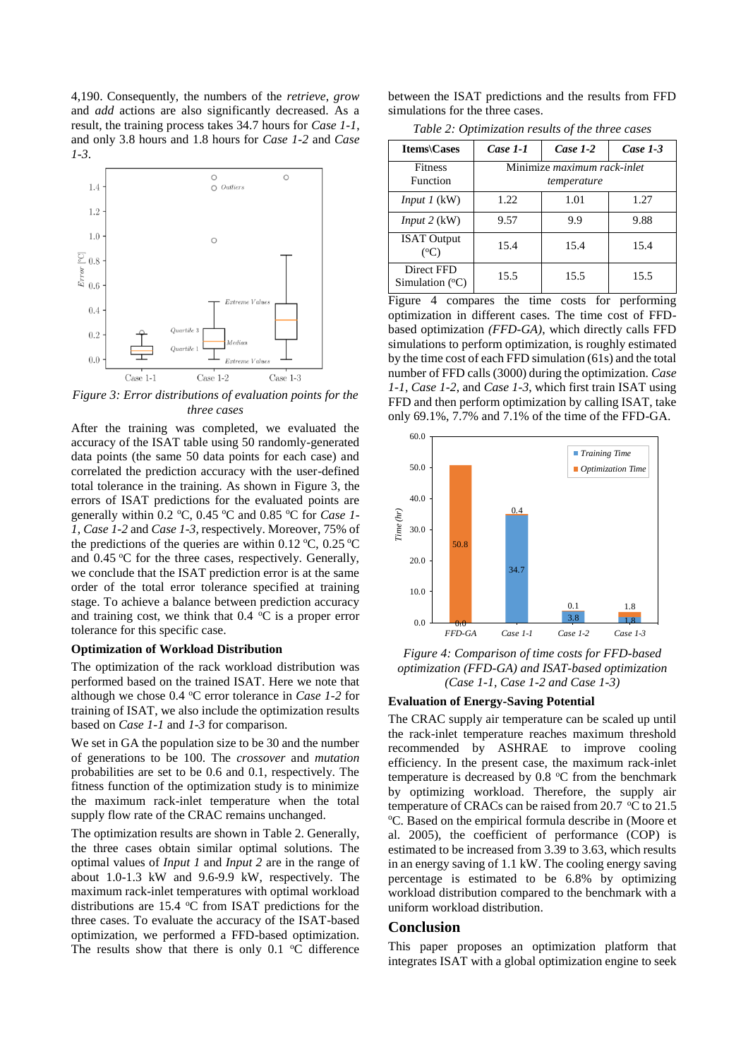4,190. Consequently, the numbers of the *retrieve*, *grow* and *add* actions are also significantly decreased. As a result, the training process takes 34.7 hours for *Case 1-1*, and only 3.8 hours and 1.8 hours for *Case 1-2* and *Case 1-3*.

*Figure 3: Error distributions of evaluation points for the three cases*

After the training was completed, we evaluated the accuracy of the ISAT table using 50 randomly-generated data points (the same 50 data points for each case) and correlated the prediction accuracy with the user-defined total tolerance in the training. As shown in Figure 3, the errors of ISAT predictions for the evaluated points are generally within 0.2 °C, 0.45 °C and 0.85 °C for *Case 1-1*, *Case 1-2* and *Case 1-3*, respectively. Moreover, 75% of the predictions of the queries are within 0.12 °C, 0.25 °C and 0.45 °C for the three cases, respectively. Generally, we conclude that the ISAT prediction error is at the same order of the total error tolerance specified at training stage. To achieve a balance between prediction accuracy and training cost, we think that 0.4 °C is a proper error tolerance for this specific case.

### Optimization of Workload Distribution

The optimization of the rack workload distribution was performed based on the trained ISAT. Here we note that although we chose 0.4 °C error tolerance in *Case 1-2* for training of ISAT, we also include the optimization results based on *Case 1-1* and *1-3* for comparison.

We set in GA the population size to be 30 and the number of generations to be 100. The *crossover* and *mutation* probabilities are set to be 0.6 and 0.1, respectively. The fitness function of the optimization study is to minimize the maximum rack-inlet temperature when the total supply flow rate of the CRAC remains unchanged.

The optimization results are shown in Table 2. Generally, the three cases obtain similar optimal solutions. The optimal values of *Input 1* and *Input 2* are in the range of about 1.0-1.3 kW and 9.6-9.9 kW, respectively. The maximum rack-inlet temperatures with optimal workload distributions are 15.4 °C from ISAT predictions for the three cases. To evaluate the accuracy of the ISAT-based optimization, we performed a FFD-based optimization. The results show that there is only 0.1 °C difference between the ISAT predictions and the results from FFD simulations for the three cases.

*Table 2: Optimization results of the three cases*

| Items\Cases | *Case 1-1* | *Case 1-2* | *Case 1-3* |
|---|---|---|---|
| Fitness Function | *Minimize maximum rack-inlet temperature* | | |
| *Input 1* (kW) | 1.22 | 1.01 | 1.27 |
| *Input 2* (kW) | 9.57 | 9.9 | 9.88 |
| ISAT Output (°C) | 15.4 | 15.4 | 15.4 |
| Direct FFD Simulation (°C) | 15.5 | 15.5 | 15.5 |

Figure 4 compares the time costs for performing optimization in different cases. The time cost of FFD-based optimization *(FFD-GA)*, which directly calls FFD simulations to perform optimization, is roughly estimated by the time cost of each FFD simulation (61s) and the total number of FFD calls (3000) during the optimization. *Case 1-1*, *Case 1-2*, and *Case 1-3*, which first train ISAT using FFD and then perform optimization by calling ISAT, take only 69.1%, 7.7% and 7.1% of the time of the FFD-GA.

*Figure 4: Comparison of time costs for FFD-based optimization (FFD-GA) and ISAT-based optimization (Case 1-1, Case 1-2 and Case 1-3)*

### Evaluation of Energy-Saving Potential

The CRAC supply air temperature can be scaled up until the rack-inlet temperature reaches maximum threshold recommended by ASHRAE to improve cooling efficiency. In the present case, the maximum rack-inlet temperature is decreased by 0.8 °C from the benchmark by optimizing workload. Therefore, the supply air temperature of CRACs can be raised from 20.7 °C to 21.5 °C. Based on the empirical formula describe in (Moore et al. 2005), the coefficient of performance (COP) is estimated to be increased from 3.39 to 3.63, which results in an energy saving of 1.1 kW. The cooling energy saving percentage is estimated to be 6.8% by optimizing workload distribution compared to the benchmark with a uniform workload distribution.

## Conclusion

This paper proposes an optimization platform that integrates ISAT with a global optimization engine to seek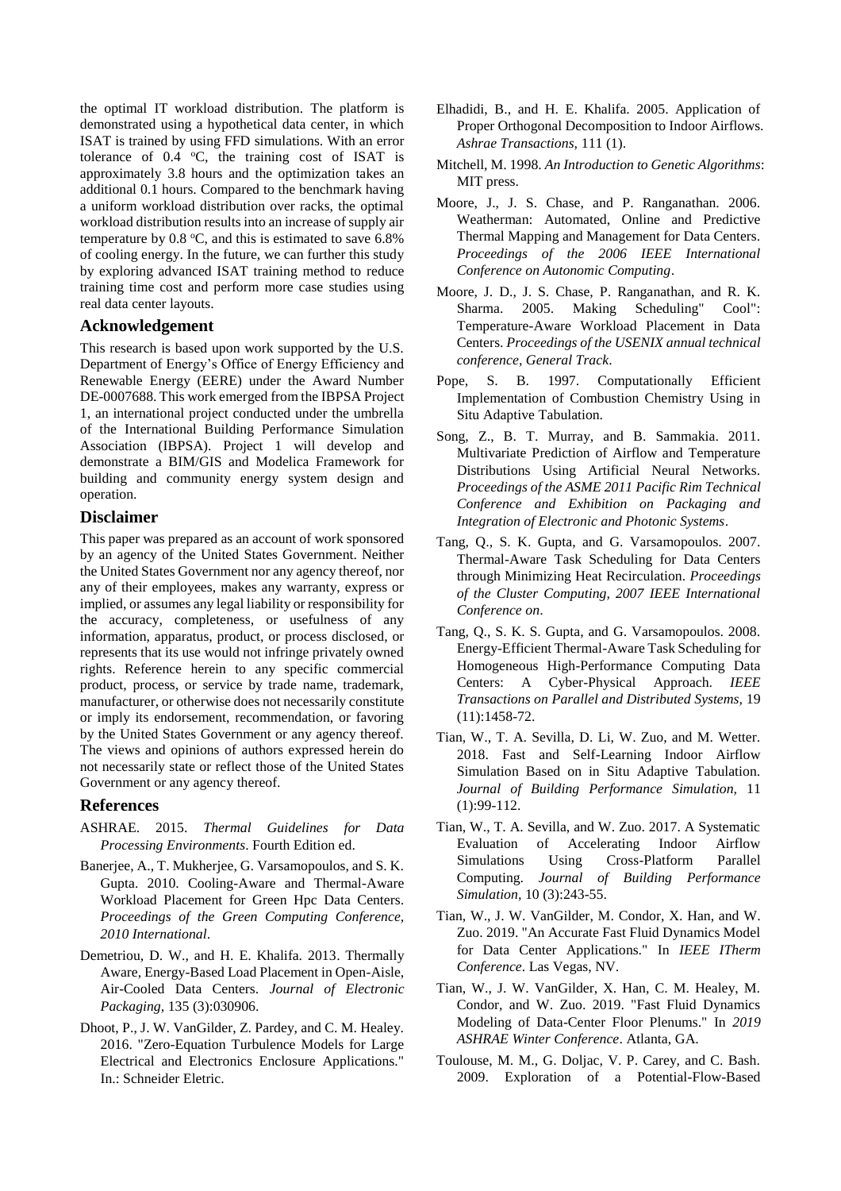the optimal IT workload distribution. The platform is demonstrated using a hypothetical data center, in which ISAT is trained by using FFD simulations. With an error tolerance of 0.4 $^{o}$C, the training cost of ISAT is approximately 3.8 hours and the optimization takes an additional 0.1 hours. Compared to the benchmark having a uniform workload distribution over racks, the optimal workload distribution results into an increase of supply air temperature by 0.8 $^{o}$C, and this is estimated to save 6.8% of cooling energy. In the future, we can further this study by exploring advanced ISAT training method to reduce training time cost and perform more case studies using real data center layouts.

## Acknowledgement

This research is based upon work supported by the U.S. Department of Energy's Office of Energy Efficiency and Renewable Energy (EERE) under the Award Number DE-0007688. This work emerged from the IBPSA Project 1, an international project conducted under the umbrella of the International Building Performance Simulation Association (IBPSA). Project 1 will develop and demonstrate a BIM/GIS and Modelica Framework for building and community energy system design and operation.

## Disclaimer

This paper was prepared as an account of work sponsored by an agency of the United States Government. Neither the United States Government nor any agency thereof, nor any of their employees, makes any warranty, express or implied, or assumes any legal liability or responsibility for the accuracy, completeness, or usefulness of any information, apparatus, product, or process disclosed, or represents that its use would not infringe privately owned rights. Reference herein to any specific commercial product, process, or service by trade name, trademark, manufacturer, or otherwise does not necessarily constitute or imply its endorsement, recommendation, or favoring by the United States Government or any agency thereof. The views and opinions of authors expressed herein do not necessarily state or reflect those of the United States Government or any agency thereof.

## References

ASHRAE. 2015. *Thermal Guidelines for Data Processing Environments*. Fourth Edition ed.

Banerjee, A., T. Mukherjee, G. Varsamopoulos, and S. K. Gupta. 2010. Cooling-Aware and Thermal-Aware Workload Placement for Green Hpc Data Centers. *Proceedings of the Green Computing Conference, 2010 International*.

Demetriou, D. W., and H. E. Khalifa. 2013. Thermally Aware, Energy-Based Load Placement in Open-Aisle, Air-Cooled Data Centers. *Journal of Electronic Packaging,* 135 (3):030906.

Dhoot, P., J. W. VanGilder, Z. Pardey, and C. M. Healey. 2016. "Zero-Equation Turbulence Models for Large Electrical and Electronics Enclosure Applications." In.: Schneider Eletric.

Elhadidi, B., and H. E. Khalifa. 2005. Application of Proper Orthogonal Decomposition to Indoor Airflows. *Ashrae Transactions,* 111 (1).

Mitchell, M. 1998. *An Introduction to Genetic Algorithms*: MIT press.

Moore, J., J. S. Chase, and P. Ranganathan. 2006. Weatherman: Automated, Online and Predictive Thermal Mapping and Management for Data Centers. *Proceedings of the 2006 IEEE International Conference on Autonomic Computing*.

Moore, J. D., J. S. Chase, P. Ranganathan, and R. K. Sharma. 2005. Making Scheduling" Cool": Temperature-Aware Workload Placement in Data Centers. *Proceedings of the USENIX annual technical conference, General Track*.

Pope, S. B. 1997. Computationally Efficient Implementation of Combustion Chemistry Using in Situ Adaptive Tabulation.

Song, Z., B. T. Murray, and B. Sammakia. 2011. Multivariate Prediction of Airflow and Temperature Distributions Using Artificial Neural Networks. *Proceedings of the ASME 2011 Pacific Rim Technical Conference and Exhibition on Packaging and Integration of Electronic and Photonic Systems*.

Tang, Q., S. K. Gupta, and G. Varsamopoulos. 2007. Thermal-Aware Task Scheduling for Data Centers through Minimizing Heat Recirculation. *Proceedings of the Cluster Computing, 2007 IEEE International Conference on*.

Tang, Q., S. K. S. Gupta, and G. Varsamopoulos. 2008. Energy-Efficient Thermal-Aware Task Scheduling for Homogeneous High-Performance Computing Data Centers: A Cyber-Physical Approach. *IEEE Transactions on Parallel and Distributed Systems,* 19 (11):1458-72.

Tian, W., T. A. Sevilla, D. Li, W. Zuo, and M. Wetter. 2018. Fast and Self-Learning Indoor Airflow Simulation Based on in Situ Adaptive Tabulation. *Journal of Building Performance Simulation,* 11 (1):99-112.

Tian, W., T. A. Sevilla, and W. Zuo. 2017. A Systematic Evaluation of Accelerating Indoor Airflow Simulations Using Cross-Platform Parallel Computing. *Journal of Building Performance Simulation,* 10 (3):243-55.

Tian, W., J. W. VanGilder, M. Condor, X. Han, and W. Zuo. 2019. "An Accurate Fast Fluid Dynamics Model for Data Center Applications." In *IEEE ITherm Conference*. Las Vegas, NV.

Tian, W., J. W. VanGilder, X. Han, C. M. Healey, M. Condor, and W. Zuo. 2019. "Fast Fluid Dynamics Modeling of Data-Center Floor Plenums." In *2019 ASHRAE Winter Conference*. Atlanta, GA.

Toulouse, M. M., G. Doljac, V. P. Carey, and C. Bash. 2009. Exploration of a Potential-Flow-Based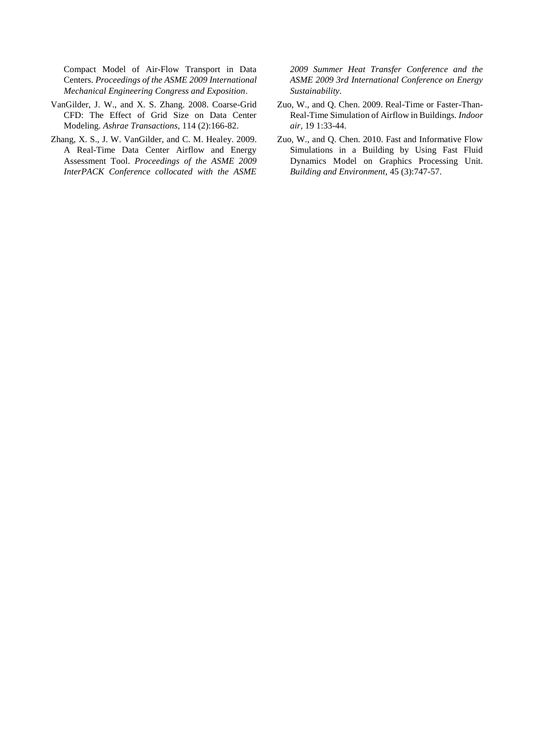Compact Model of Air-Flow Transport in Data Centers. *Proceedings of the ASME 2009 International Mechanical Engineering Congress and Exposition*.

VanGilder, J. W., and X. S. Zhang. 2008. Coarse-Grid CFD: The Effect of Grid Size on Data Center Modeling. *Ashrae Transactions*, 114 (2):166-82.

Zhang, X. S., J. W. VanGilder, and C. M. Healey. 2009. A Real-Time Data Center Airflow and Energy Assessment Tool. *Proceedings of the ASME 2009 InterPACK Conference collocated with the ASME 2009 Summer Heat Transfer Conference and the ASME 2009 3rd International Conference on Energy Sustainability*.

Zuo, W., and Q. Chen. 2009. Real-Time or Faster-Than-Real-Time Simulation of Airflow in Buildings. *Indoor air,* 19 1:33-44.

Zuo, W., and Q. Chen. 2010. Fast and Informative Flow Simulations in a Building by Using Fast Fluid Dynamics Model on Graphics Processing Unit. *Building and Environment,* 45 (3):747-57.